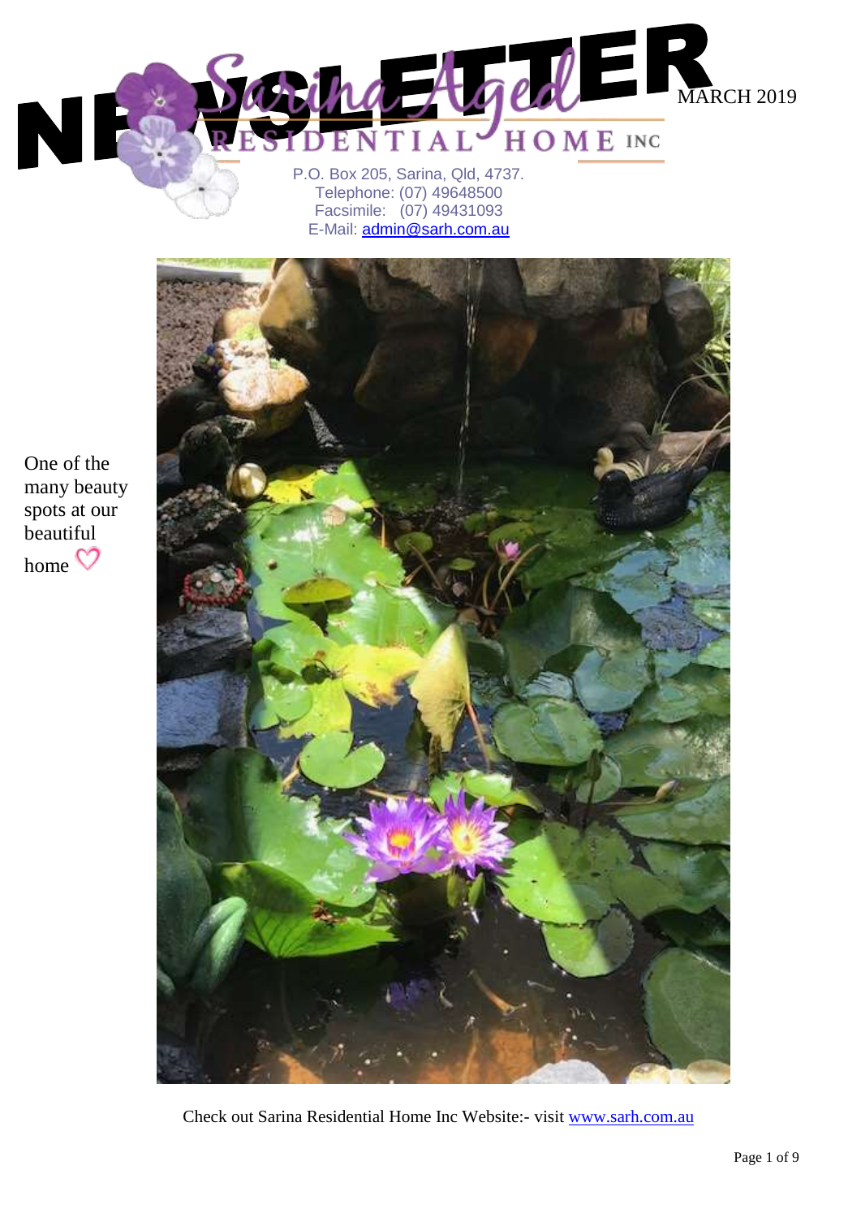# NEWSLETTER

MARCH 2019

## Sarina Aged Residential Home Inc

P.O. Box 205, Sarina, Qld, 4737.
Telephone: (07) 49648500
Facsimile: (07) 49431093
E-Mail: admin@sarh.com.au

One of the many beauty spots at our beautiful home ♡

Check out Sarina Residential Home Inc Website:- visit www.sarh.com.au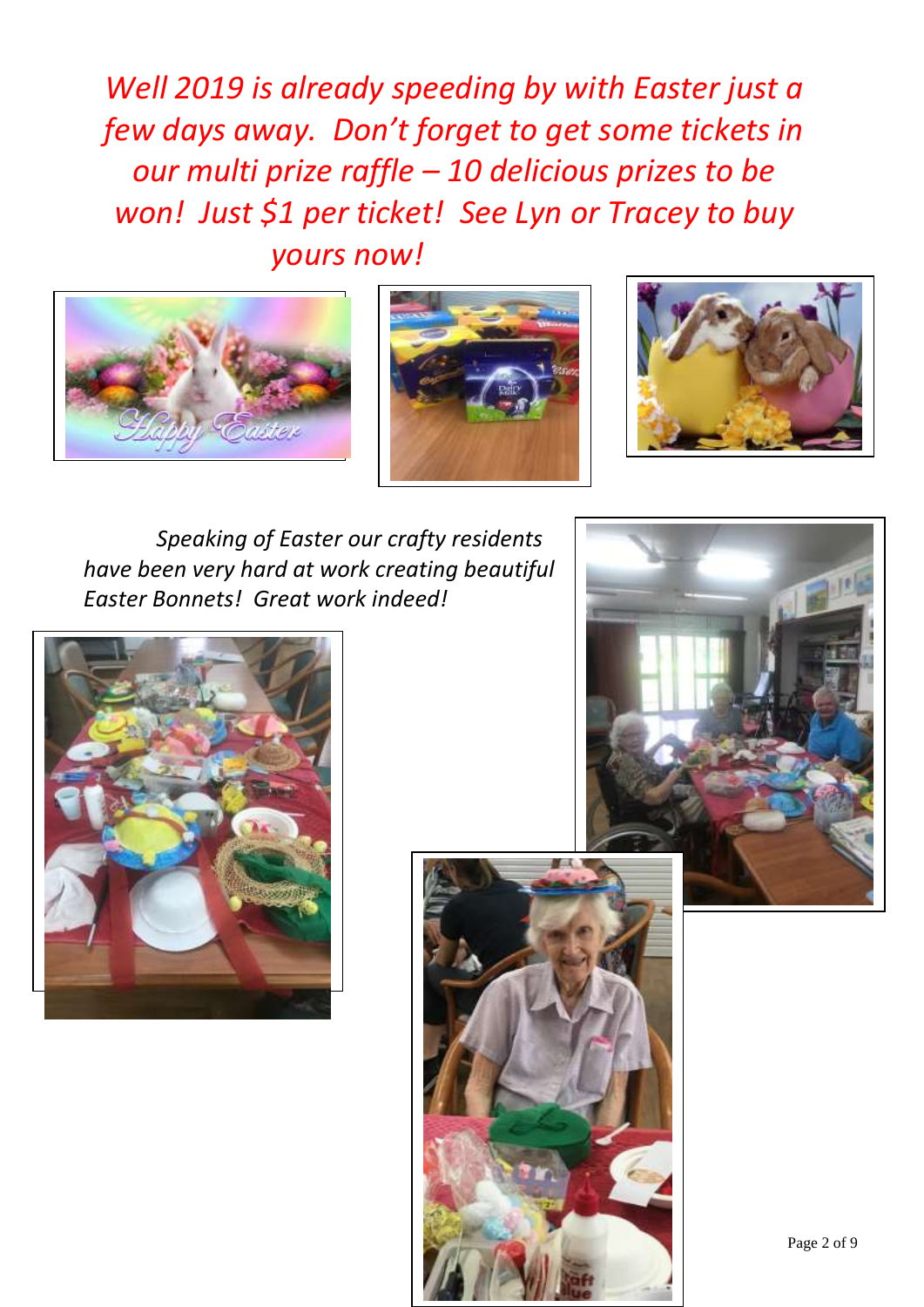*Well 2019 is already speeding by with Easter just a few days away. Don't forget to get some tickets in our multi prize raffle – 10 delicious prizes to be won! Just $1 per ticket! See Lyn or Tracey to buy yours now!*

*Speaking of Easter our crafty residents have been very hard at work creating beautiful Easter Bonnets! Great work indeed!*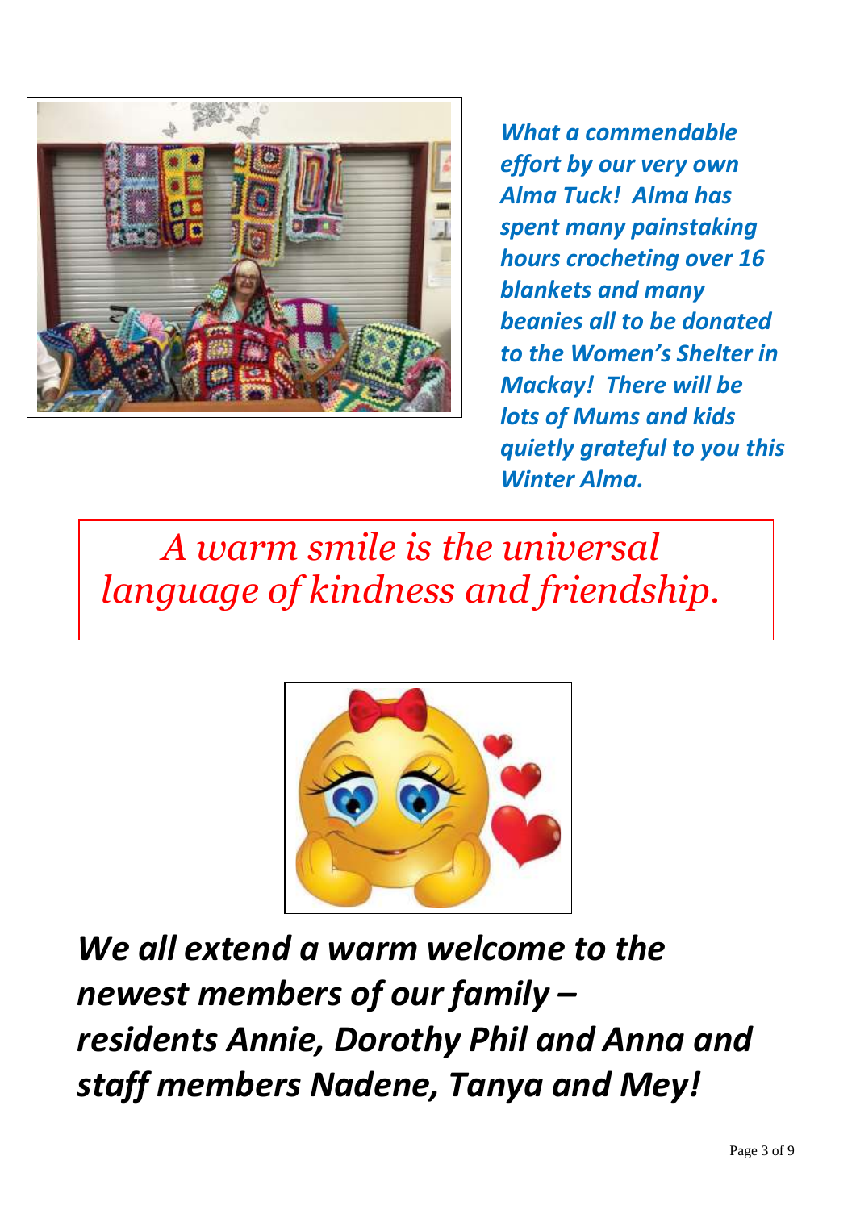***What a commendable effort by our very own Alma Tuck! Alma has spent many painstaking hours crocheting over 16 blankets and many beanies all to be donated to the Women's Shelter in Mackay! There will be lots of Mums and kids quietly grateful to you this Winter Alma.***

*A warm smile is the universal language of kindness and friendship.*

***We all extend a warm welcome to the newest members of our family – residents Annie, Dorothy Phil and Anna and staff members Nadene, Tanya and Mey!***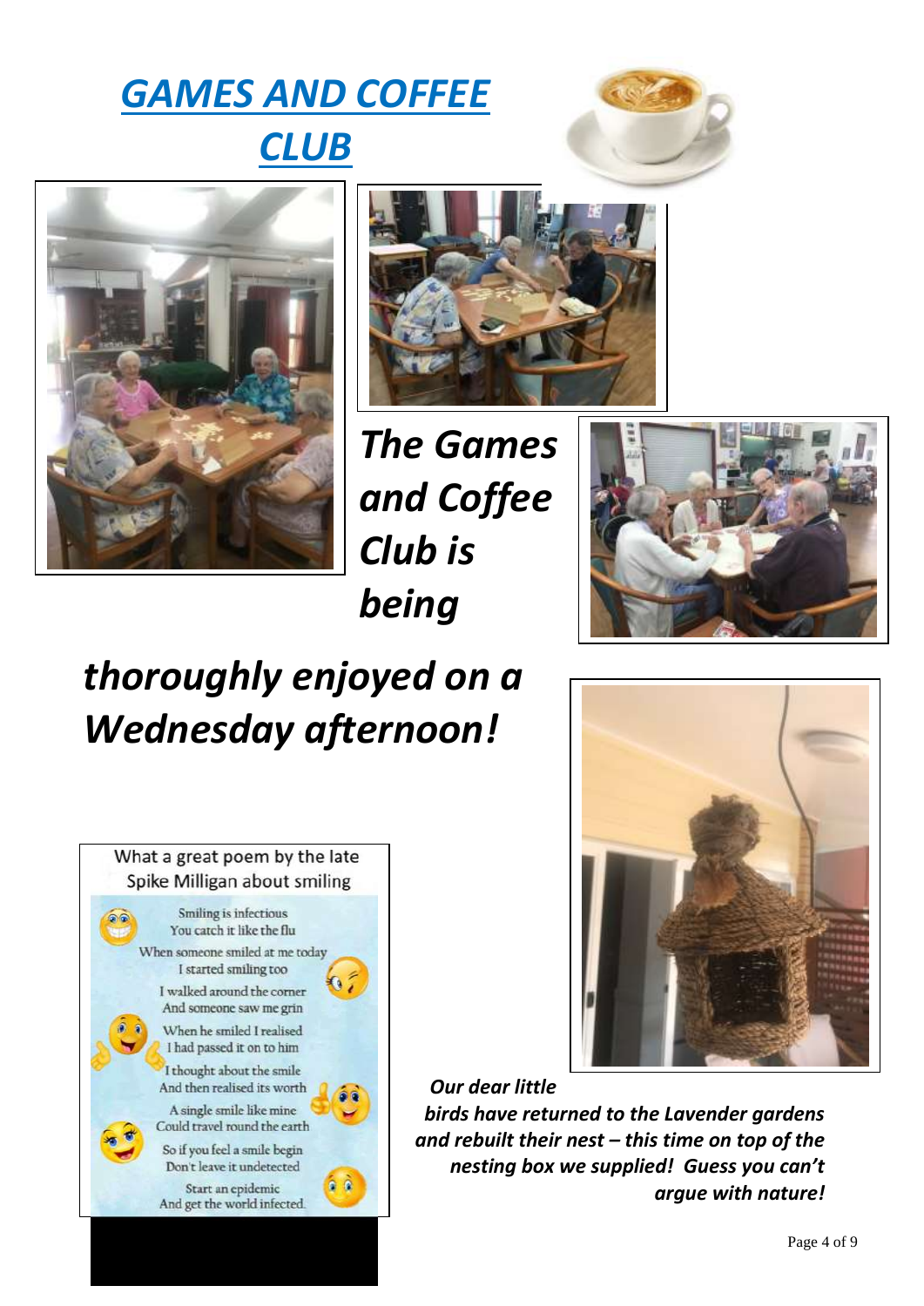# *GAMES AND COFFEE CLUB*

***The Games and Coffee Club is being thoroughly enjoyed on a Wednesday afternoon!***

What a great poem by the late Spike Milligan about smiling

Smiling is infectious
You catch it like the flu
When someone smiled at me today
I started smiling too
I walked around the corner
And someone saw me grin
When he smiled I realised
I had passed it on to him
I thought about the smile
And then realised its worth
A single smile like mine
Could travel round the earth
So if you feel a smile begin
Don't leave it undetected
Start an epidemic
And get the world infected.

***Our dear little birds have returned to the Lavender gardens and rebuilt their nest – this time on top of the nesting box we supplied! Guess you can't argue with nature!***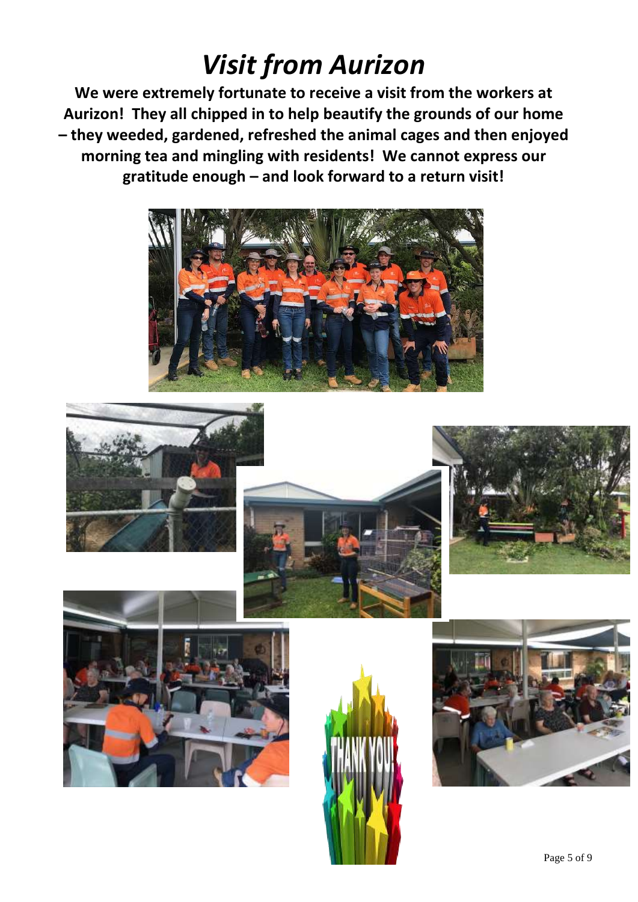# *Visit from Aurizon*

**We were extremely fortunate to receive a visit from the workers at Aurizon! They all chipped in to help beautify the grounds of our home – they weeded, gardened, refreshed the animal cages and then enjoyed morning tea and mingling with residents! We cannot express our gratitude enough – and look forward to a return visit!**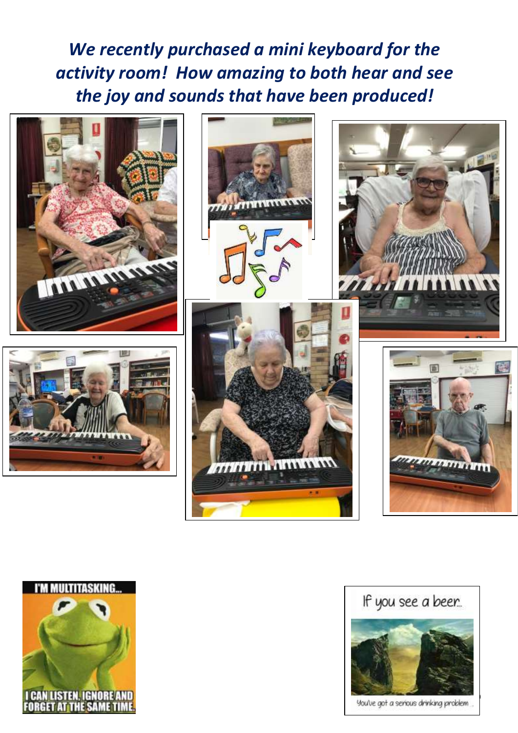*We recently purchased a mini keyboard for the activity room! How amazing to both hear and see the joy and sounds that have been produced!*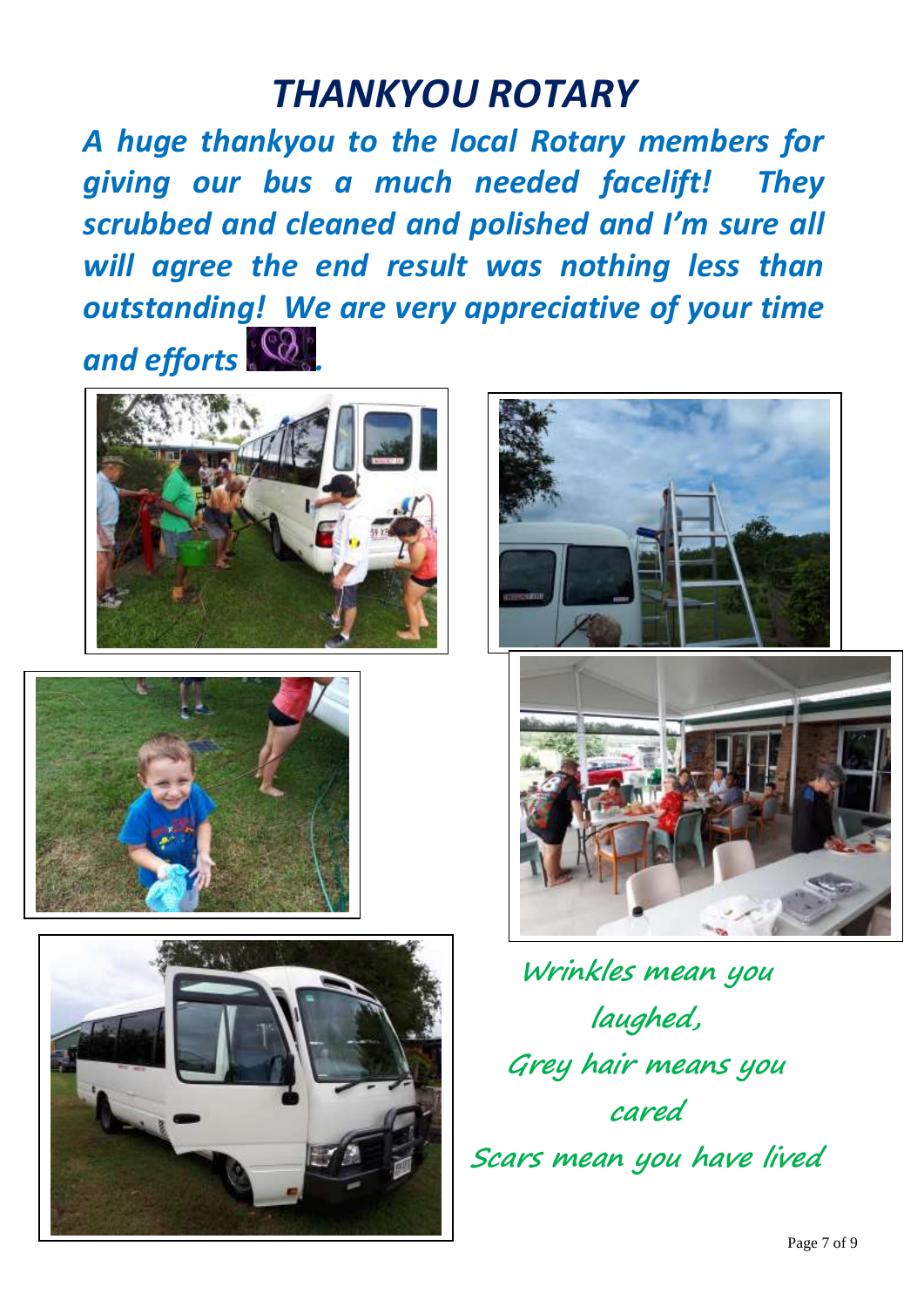# THANKYOU ROTARY

***A huge thankyou to the local Rotary members for giving our bus a much needed facelift! They scrubbed and cleaned and polished and I'm sure all will agree the end result was nothing less than outstanding! We are very appreciative of your time and efforts .***

Wrinkles mean you laughed,

Grey hair means you cared

Scars mean you have lived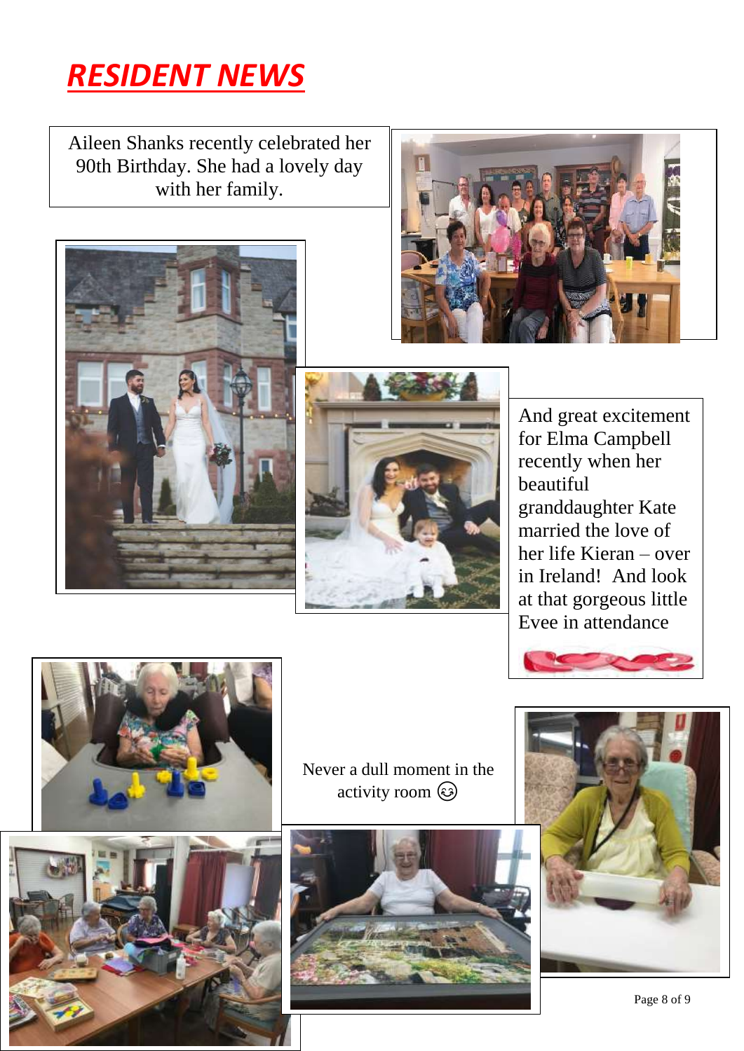# RESIDENT NEWS

Aileen Shanks recently celebrated her 90th Birthday. She had a lovely day with her family.

And great excitement for Elma Campbell recently when her beautiful granddaughter Kate married the love of her life Kieran – over in Ireland! And look at that gorgeous little Evee in attendance

Never a dull moment in the activity room 😊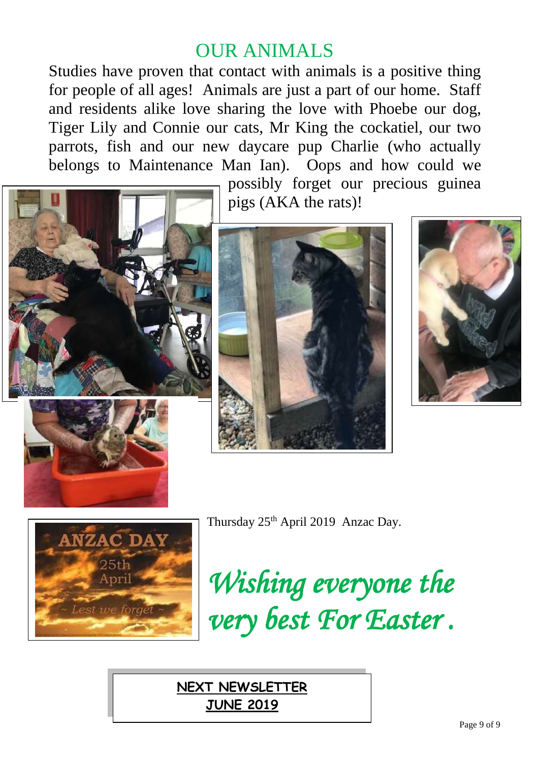# OUR ANIMALS

Studies have proven that contact with animals is a positive thing for people of all ages! Animals are just a part of our home. Staff and residents alike love sharing the love with Phoebe our dog, Tiger Lily and Connie our cats, Mr King the cockatiel, our two parrots, fish and our new daycare pup Charlie (who actually belongs to Maintenance Man Ian). Oops and how could we possibly forget our precious guinea pigs (AKA the rats)!

Thursday 25th April 2019 Anzac Day.

*Wishing everyone the very best For Easter.*

**NEXT NEWSLETTER**
**JUNE 2019**